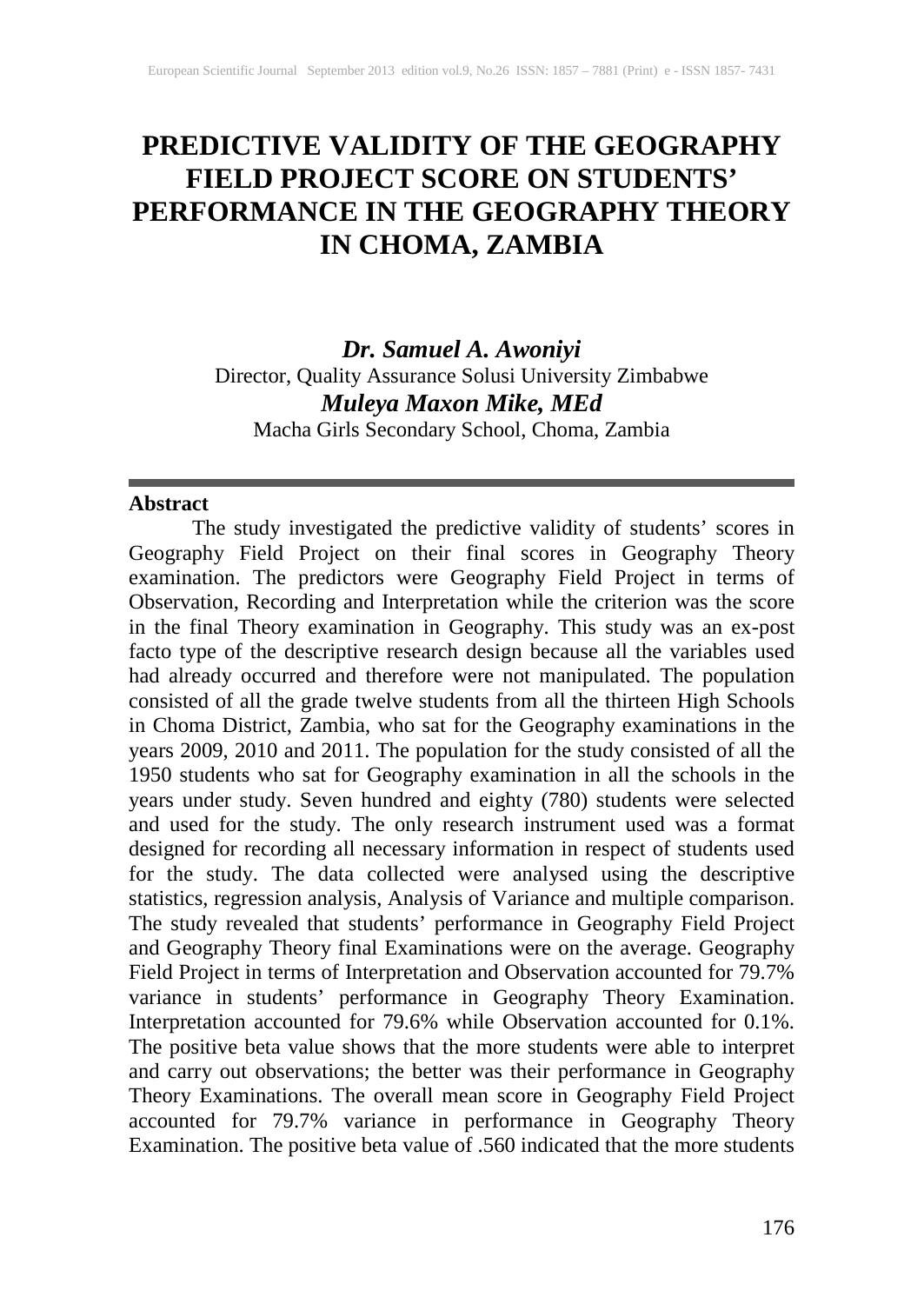# PREDICTIVE VALIDITY OF THE GEOGRAPHY FIELD PROJECT SCORE ON STUDENTS' PERFORMANCE IN THE GEOGRAPHY THEORY IN CHOMA, ZAMBIA

***Dr. Samuel A. Awoniyi***
Director, Quality Assurance Solusi University Zimbabwe

***Muleya Maxon Mike, MEd***
Macha Girls Secondary School, Choma, Zambia

---

## Abstract

The study investigated the predictive validity of students' scores in Geography Field Project on their final scores in Geography Theory examination. The predictors were Geography Field Project in terms of Observation, Recording and Interpretation while the criterion was the score in the final Theory examination in Geography. This study was an ex-post facto type of the descriptive research design because all the variables used had already occurred and therefore were not manipulated. The population consisted of all the grade twelve students from all the thirteen High Schools in Choma District, Zambia, who sat for the Geography examinations in the years 2009, 2010 and 2011. The population for the study consisted of all the 1950 students who sat for Geography examination in all the schools in the years under study. Seven hundred and eighty (780) students were selected and used for the study. The only research instrument used was a format designed for recording all necessary information in respect of students used for the study. The data collected were analysed using the descriptive statistics, regression analysis, Analysis of Variance and multiple comparison. The study revealed that students' performance in Geography Field Project and Geography Theory final Examinations were on the average. Geography Field Project in terms of Interpretation and Observation accounted for 79.7% variance in students' performance in Geography Theory Examination. Interpretation accounted for 79.6% while Observation accounted for 0.1%. The positive beta value shows that the more students were able to interpret and carry out observations; the better was their performance in Geography Theory Examinations. The overall mean score in Geography Field Project accounted for 79.7% variance in performance in Geography Theory Examination. The positive beta value of .560 indicated that the more students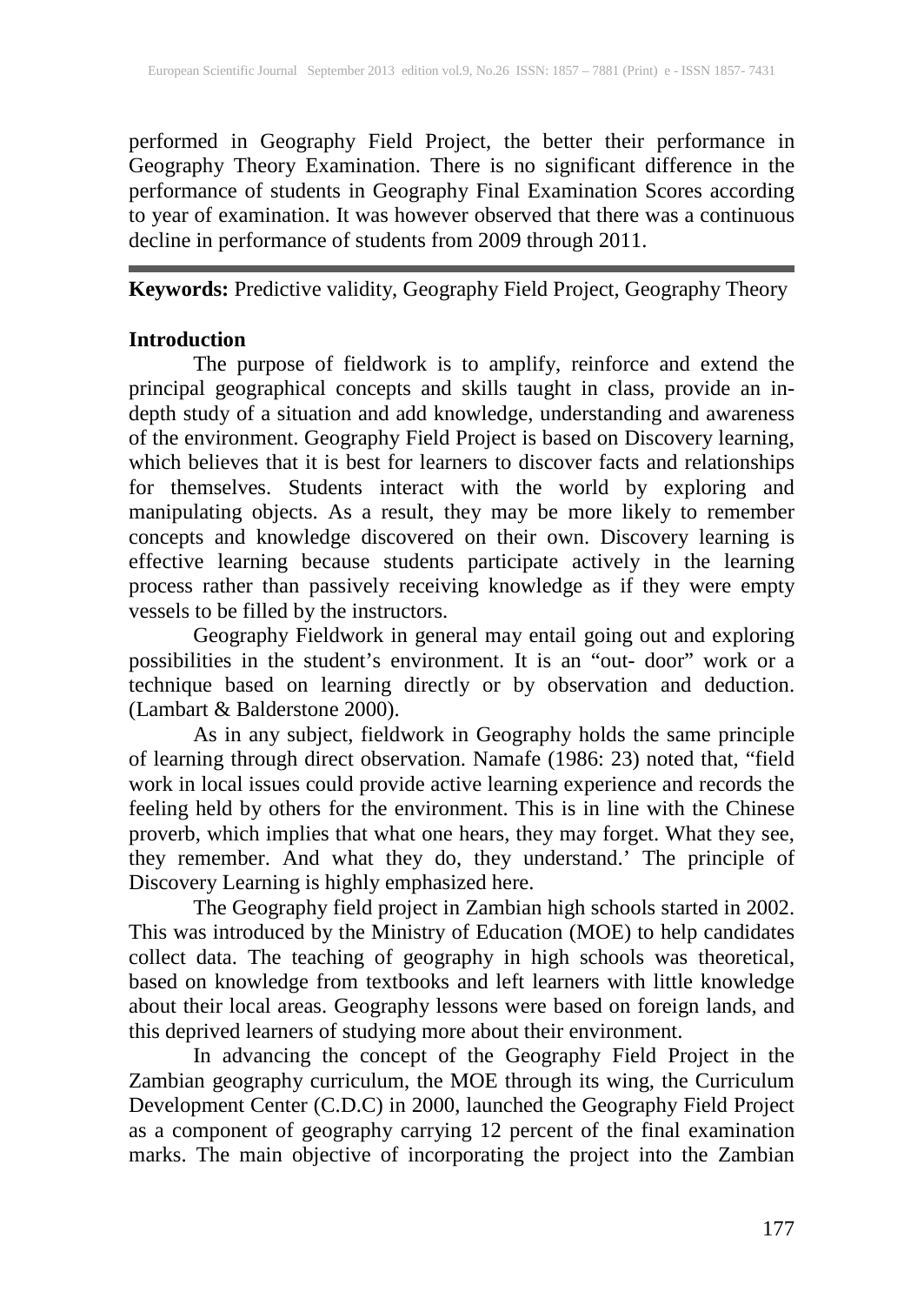performed in Geography Field Project, the better their performance in Geography Theory Examination. There is no significant difference in the performance of students in Geography Final Examination Scores according to year of examination. It was however observed that there was a continuous decline in performance of students from 2009 through 2011.

---

**Keywords:** Predictive validity, Geography Field Project, Geography Theory

## Introduction

The purpose of fieldwork is to amplify, reinforce and extend the principal geographical concepts and skills taught in class, provide an in-depth study of a situation and add knowledge, understanding and awareness of the environment. Geography Field Project is based on Discovery learning, which believes that it is best for learners to discover facts and relationships for themselves. Students interact with the world by exploring and manipulating objects. As a result, they may be more likely to remember concepts and knowledge discovered on their own. Discovery learning is effective learning because students participate actively in the learning process rather than passively receiving knowledge as if they were empty vessels to be filled by the instructors.

Geography Fieldwork in general may entail going out and exploring possibilities in the student's environment. It is an "out- door" work or a technique based on learning directly or by observation and deduction. (Lambart & Balderstone 2000).

As in any subject, fieldwork in Geography holds the same principle of learning through direct observation. Namafe (1986: 23) noted that, "field work in local issues could provide active learning experience and records the feeling held by others for the environment. This is in line with the Chinese proverb, which implies that what one hears, they may forget. What they see, they remember. And what they do, they understand.' The principle of Discovery Learning is highly emphasized here.

The Geography field project in Zambian high schools started in 2002. This was introduced by the Ministry of Education (MOE) to help candidates collect data. The teaching of geography in high schools was theoretical, based on knowledge from textbooks and left learners with little knowledge about their local areas. Geography lessons were based on foreign lands, and this deprived learners of studying more about their environment.

In advancing the concept of the Geography Field Project in the Zambian geography curriculum, the MOE through its wing, the Curriculum Development Center (C.D.C) in 2000, launched the Geography Field Project as a component of geography carrying 12 percent of the final examination marks. The main objective of incorporating the project into the Zambian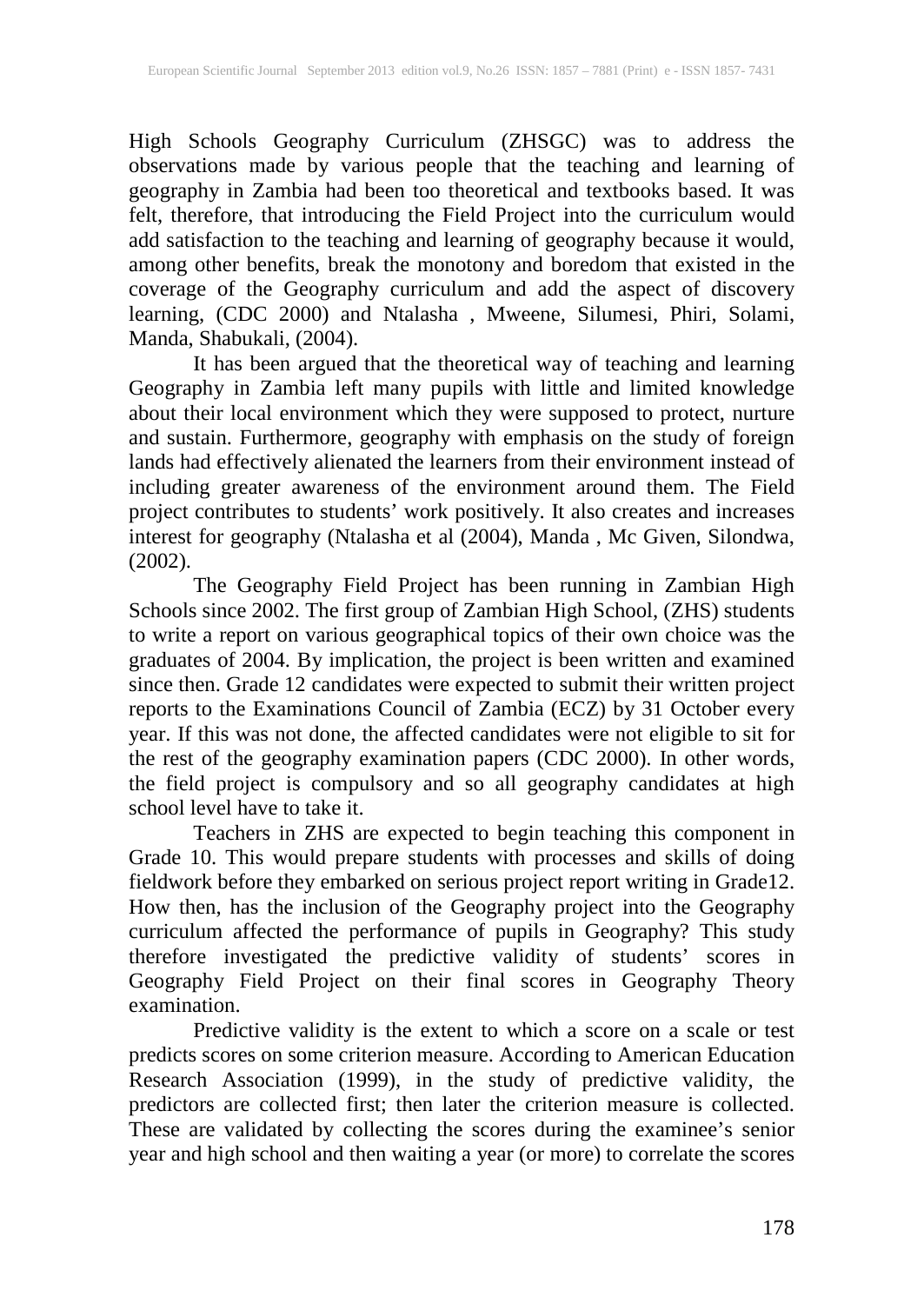High Schools Geography Curriculum (ZHSGC) was to address the observations made by various people that the teaching and learning of geography in Zambia had been too theoretical and textbooks based. It was felt, therefore, that introducing the Field Project into the curriculum would add satisfaction to the teaching and learning of geography because it would, among other benefits, break the monotony and boredom that existed in the coverage of the Geography curriculum and add the aspect of discovery learning, (CDC 2000) and Ntalasha , Mweene, Silumesi, Phiri, Solami, Manda, Shabukali, (2004).

It has been argued that the theoretical way of teaching and learning Geography in Zambia left many pupils with little and limited knowledge about their local environment which they were supposed to protect, nurture and sustain. Furthermore, geography with emphasis on the study of foreign lands had effectively alienated the learners from their environment instead of including greater awareness of the environment around them. The Field project contributes to students' work positively. It also creates and increases interest for geography (Ntalasha et al (2004), Manda , Mc Given, Silondwa, (2002).

The Geography Field Project has been running in Zambian High Schools since 2002. The first group of Zambian High School, (ZHS) students to write a report on various geographical topics of their own choice was the graduates of 2004. By implication, the project is been written and examined since then. Grade 12 candidates were expected to submit their written project reports to the Examinations Council of Zambia (ECZ) by 31 October every year. If this was not done, the affected candidates were not eligible to sit for the rest of the geography examination papers (CDC 2000). In other words, the field project is compulsory and so all geography candidates at high school level have to take it.

Teachers in ZHS are expected to begin teaching this component in Grade 10. This would prepare students with processes and skills of doing fieldwork before they embarked on serious project report writing in Grade12. How then, has the inclusion of the Geography project into the Geography curriculum affected the performance of pupils in Geography? This study therefore investigated the predictive validity of students' scores in Geography Field Project on their final scores in Geography Theory examination.

Predictive validity is the extent to which a score on a scale or test predicts scores on some criterion measure. According to American Education Research Association (1999), in the study of predictive validity, the predictors are collected first; then later the criterion measure is collected. These are validated by collecting the scores during the examinee's senior year and high school and then waiting a year (or more) to correlate the scores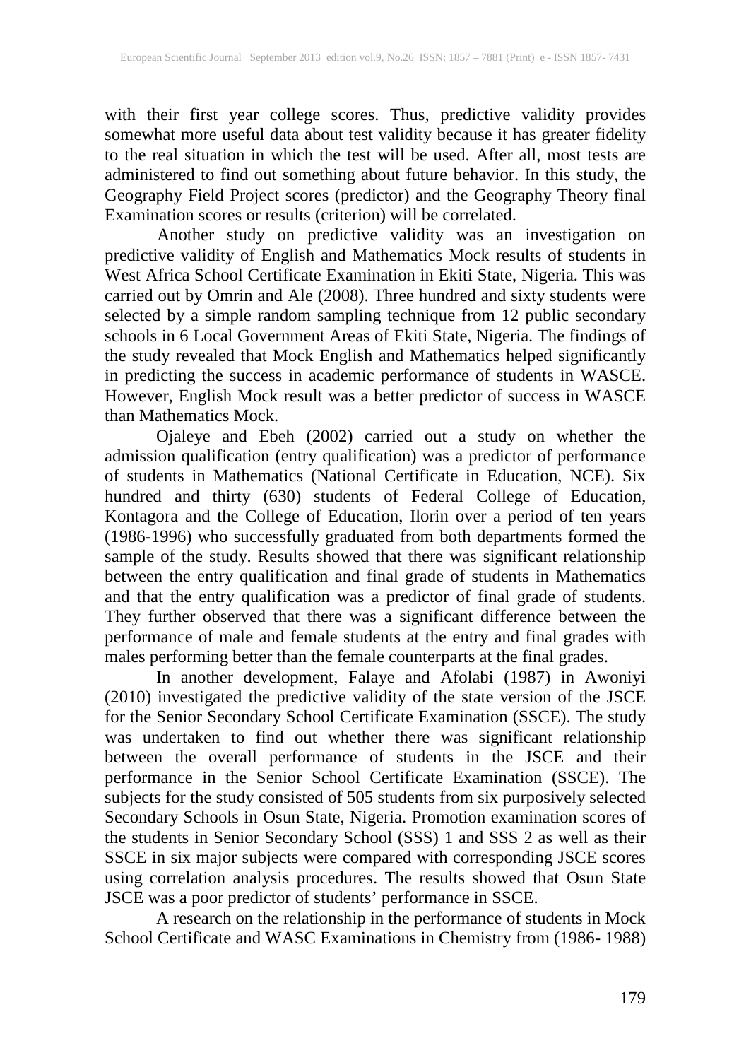with their first year college scores. Thus, predictive validity provides somewhat more useful data about test validity because it has greater fidelity to the real situation in which the test will be used. After all, most tests are administered to find out something about future behavior. In this study, the Geography Field Project scores (predictor) and the Geography Theory final Examination scores or results (criterion) will be correlated.

Another study on predictive validity was an investigation on predictive validity of English and Mathematics Mock results of students in West Africa School Certificate Examination in Ekiti State, Nigeria. This was carried out by Omrin and Ale (2008). Three hundred and sixty students were selected by a simple random sampling technique from 12 public secondary schools in 6 Local Government Areas of Ekiti State, Nigeria. The findings of the study revealed that Mock English and Mathematics helped significantly in predicting the success in academic performance of students in WASCE. However, English Mock result was a better predictor of success in WASCE than Mathematics Mock.

Ojaleye and Ebeh (2002) carried out a study on whether the admission qualification (entry qualification) was a predictor of performance of students in Mathematics (National Certificate in Education, NCE). Six hundred and thirty (630) students of Federal College of Education, Kontagora and the College of Education, Ilorin over a period of ten years (1986-1996) who successfully graduated from both departments formed the sample of the study. Results showed that there was significant relationship between the entry qualification and final grade of students in Mathematics and that the entry qualification was a predictor of final grade of students. They further observed that there was a significant difference between the performance of male and female students at the entry and final grades with males performing better than the female counterparts at the final grades.

In another development, Falaye and Afolabi (1987) in Awoniyi (2010) investigated the predictive validity of the state version of the JSCE for the Senior Secondary School Certificate Examination (SSCE). The study was undertaken to find out whether there was significant relationship between the overall performance of students in the JSCE and their performance in the Senior School Certificate Examination (SSCE). The subjects for the study consisted of 505 students from six purposively selected Secondary Schools in Osun State, Nigeria. Promotion examination scores of the students in Senior Secondary School (SSS) 1 and SSS 2 as well as their SSCE in six major subjects were compared with corresponding JSCE scores using correlation analysis procedures. The results showed that Osun State JSCE was a poor predictor of students' performance in SSCE.

A research on the relationship in the performance of students in Mock School Certificate and WASC Examinations in Chemistry from (1986- 1988)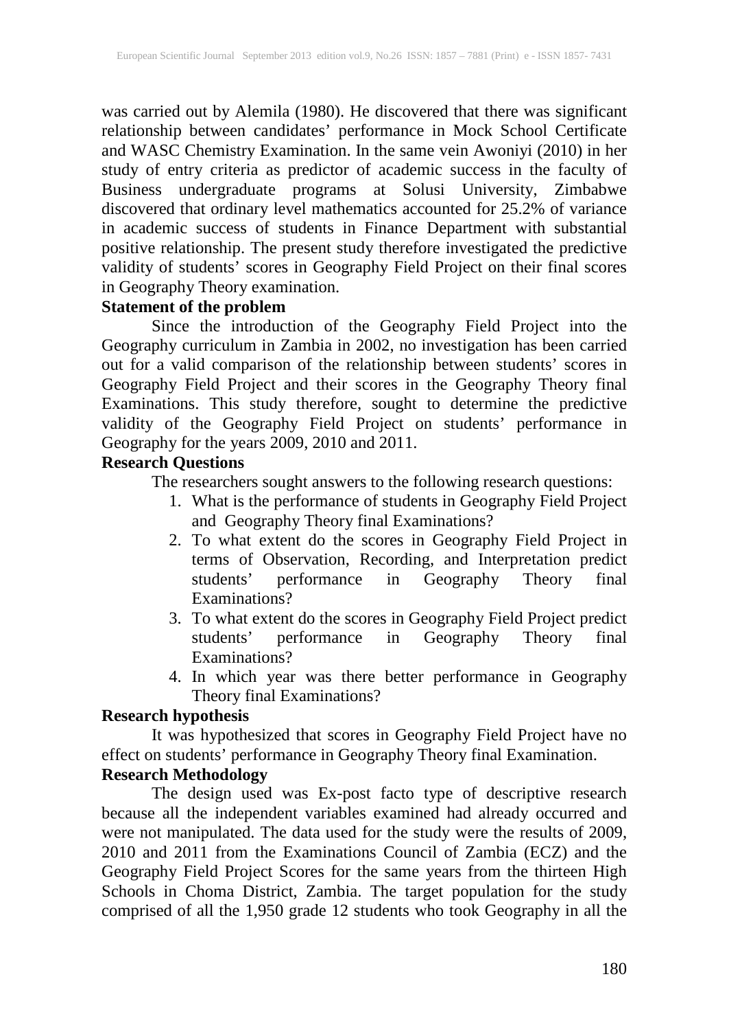was carried out by Alemila (1980). He discovered that there was significant relationship between candidates' performance in Mock School Certificate and WASC Chemistry Examination. In the same vein Awoniyi (2010) in her study of entry criteria as predictor of academic success in the faculty of Business undergraduate programs at Solusi University, Zimbabwe discovered that ordinary level mathematics accounted for 25.2% of variance in academic success of students in Finance Department with substantial positive relationship. The present study therefore investigated the predictive validity of students' scores in Geography Field Project on their final scores in Geography Theory examination.

**Statement of the problem**

Since the introduction of the Geography Field Project into the Geography curriculum in Zambia in 2002, no investigation has been carried out for a valid comparison of the relationship between students' scores in Geography Field Project and their scores in the Geography Theory final Examinations. This study therefore, sought to determine the predictive validity of the Geography Field Project on students' performance in Geography for the years 2009, 2010 and 2011.

**Research Questions**

The researchers sought answers to the following research questions:

1. What is the performance of students in Geography Field Project and Geography Theory final Examinations?
2. To what extent do the scores in Geography Field Project in terms of Observation, Recording, and Interpretation predict students' performance in Geography Theory final Examinations?
3. To what extent do the scores in Geography Field Project predict students' performance in Geography Theory final Examinations?
4. In which year was there better performance in Geography Theory final Examinations?

**Research hypothesis**

It was hypothesized that scores in Geography Field Project have no effect on students' performance in Geography Theory final Examination.

**Research Methodology**

The design used was Ex-post facto type of descriptive research because all the independent variables examined had already occurred and were not manipulated. The data used for the study were the results of 2009, 2010 and 2011 from the Examinations Council of Zambia (ECZ) and the Geography Field Project Scores for the same years from the thirteen High Schools in Choma District, Zambia. The target population for the study comprised of all the 1,950 grade 12 students who took Geography in all the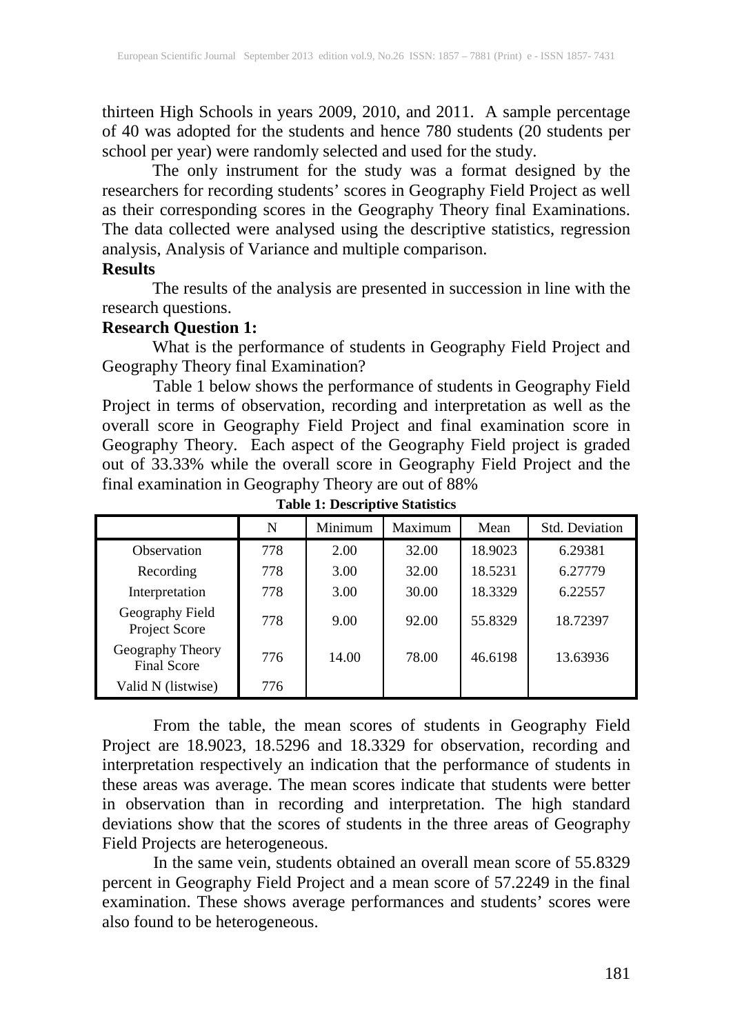thirteen High Schools in years 2009, 2010, and 2011. A sample percentage of 40 was adopted for the students and hence 780 students (20 students per school per year) were randomly selected and used for the study.

The only instrument for the study was a format designed by the researchers for recording students' scores in Geography Field Project as well as their corresponding scores in the Geography Theory final Examinations. The data collected were analysed using the descriptive statistics, regression analysis, Analysis of Variance and multiple comparison.

**Results**

The results of the analysis are presented in succession in line with the research questions.

**Research Question 1:**

What is the performance of students in Geography Field Project and Geography Theory final Examination?

Table 1 below shows the performance of students in Geography Field Project in terms of observation, recording and interpretation as well as the overall score in Geography Field Project and final examination score in Geography Theory. Each aspect of the Geography Field project is graded out of 33.33% while the overall score in Geography Field Project and the final examination in Geography Theory are out of 88%

**Table 1: Descriptive Statistics**

| | N | Minimum | Maximum | Mean | Std. Deviation |
|---|---|---|---|---|---|
| Observation | 778 | 2.00 | 32.00 | 18.9023 | 6.29381 |
| Recording | 778 | 3.00 | 32.00 | 18.5231 | 6.27779 |
| Interpretation | 778 | 3.00 | 30.00 | 18.3329 | 6.22557 |
| Geography Field Project Score | 778 | 9.00 | 92.00 | 55.8329 | 18.72397 |
| Geography Theory Final Score | 776 | 14.00 | 78.00 | 46.6198 | 13.63936 |
| Valid N (listwise) | 776 | | | | |

From the table, the mean scores of students in Geography Field Project are 18.9023, 18.5296 and 18.3329 for observation, recording and interpretation respectively an indication that the performance of students in these areas was average. The mean scores indicate that students were better in observation than in recording and interpretation. The high standard deviations show that the scores of students in the three areas of Geography Field Projects are heterogeneous.

In the same vein, students obtained an overall mean score of 55.8329 percent in Geography Field Project and a mean score of 57.2249 in the final examination. These shows average performances and students' scores were also found to be heterogeneous.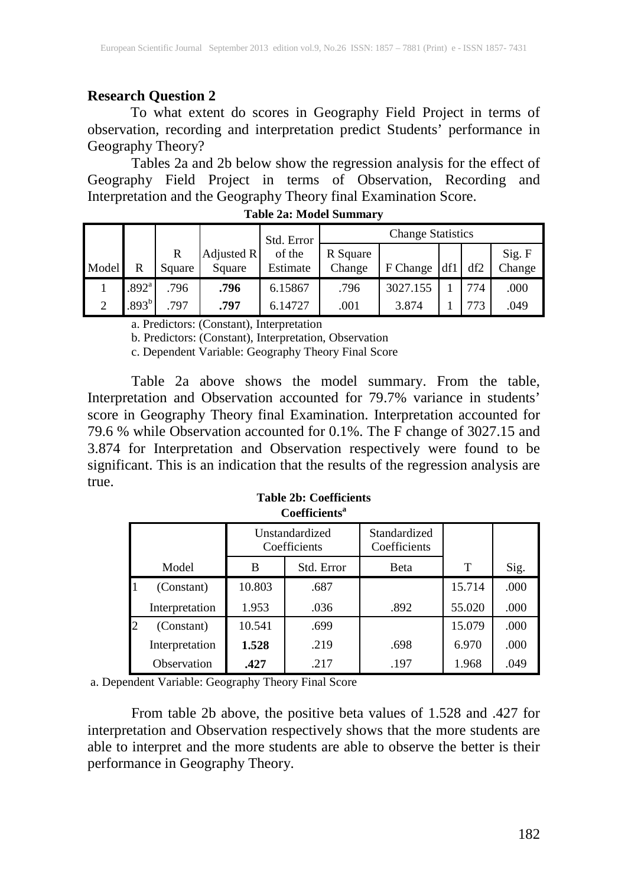**Research Question 2**

To what extent do scores in Geography Field Project in terms of observation, recording and interpretation predict Students' performance in Geography Theory?

Tables 2a and 2b below show the regression analysis for the effect of Geography Field Project in terms of Observation, Recording and Interpretation and the Geography Theory final Examination Score.

**Table 2a: Model Summary**

| Model | R | R Square | Adjusted R Square | Std. Error of the Estimate | Change Statistics | | | | |
|---|---|---|---|---|---|---|---|---|---|
| | | | | | R Square Change | F Change | df1 | df2 | Sig. F Change |
| 1 | .892[a] | .796 | **.796** | 6.15867 | .796 | 3027.155 | 1 | 774 | .000 |
| 2 | .893[b] | .797 | **.797** | 6.14727 | .001 | 3.874 | 1 | 773 | .049 |

a. Predictors: (Constant), Interpretation

b. Predictors: (Constant), Interpretation, Observation

c. Dependent Variable: Geography Theory Final Score

Table 2a above shows the model summary. From the table, Interpretation and Observation accounted for 79.7% variance in students' score in Geography Theory final Examination. Interpretation accounted for 79.6 % while Observation accounted for 0.1%. The F change of 3027.15 and 3.874 for Interpretation and Observation respectively were found to be significant. This is an indication that the results of the regression analysis are true.

**Table 2b: Coefficients**

**Coefficients[a]**

| Model | | Unstandardized Coefficients | | Standardized Coefficients | T | Sig. |
|---|---|---|---|---|---|---|
| | | B | Std. Error | Beta | | |
| 1 | (Constant) | 10.803 | .687 | | 15.714 | .000 |
| | Interpretation | 1.953 | .036 | .892 | 55.020 | .000 |
| 2 | (Constant) | 10.541 | .699 | | 15.079 | .000 |
| | Interpretation | **1.528** | .219 | .698 | 6.970 | .000 |
| | Observation | **.427** | .217 | .197 | 1.968 | .049 |

a. Dependent Variable: Geography Theory Final Score

From table 2b above, the positive beta values of 1.528 and .427 for interpretation and Observation respectively shows that the more students are able to interpret and the more students are able to observe the better is their performance in Geography Theory.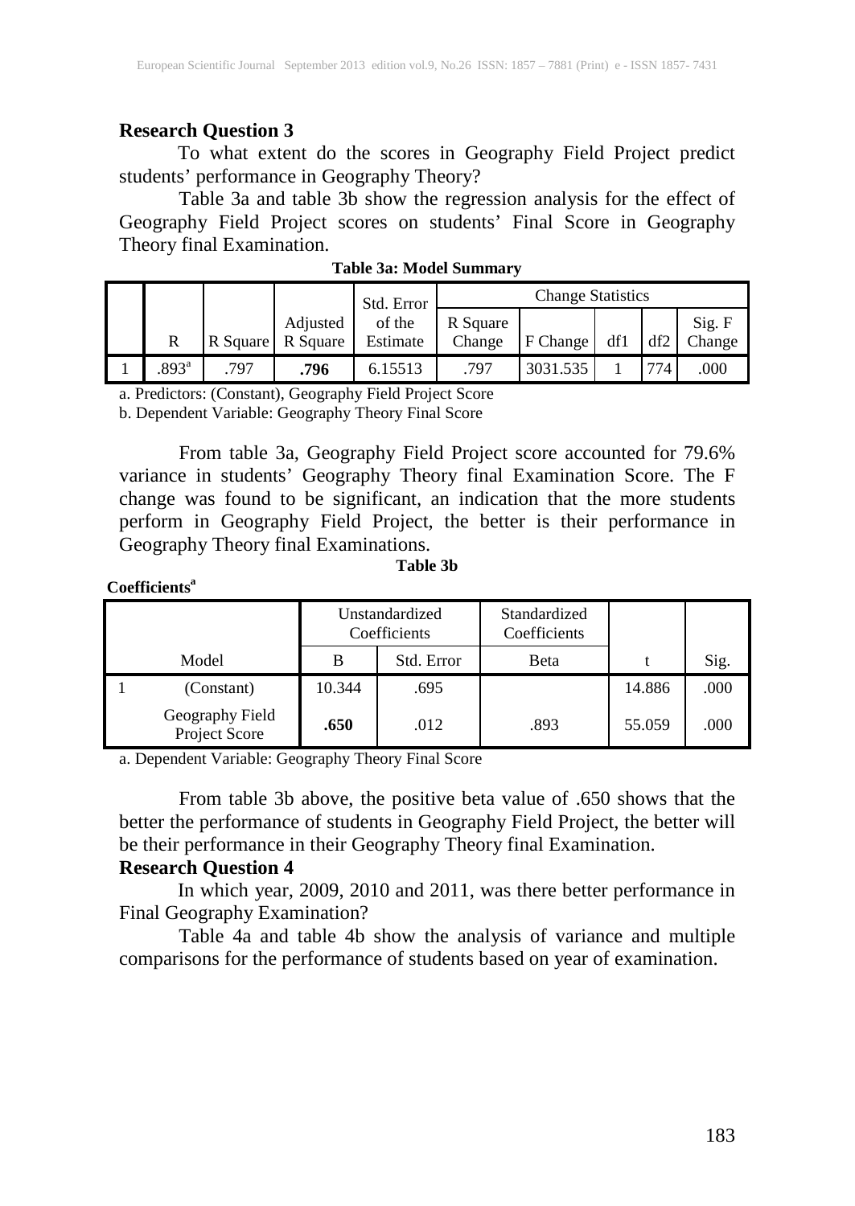**Research Question 3**

To what extent do the scores in Geography Field Project predict students' performance in Geography Theory?

Table 3a and table 3b show the regression analysis for the effect of Geography Field Project scores on students' Final Score in Geography Theory final Examination.

**Table 3a: Model Summary**

| | | | | | Change Statistics | | | | |
|---|---|---|---|---|---|---|---|---|---|
| | R | R Square | Adjusted R Square | Std. Error of the Estimate | R Square Change | F Change | df1 | df2 | Sig. F Change |
| 1 | .893[a] | .797 | **.796** | 6.15513 | .797 | 3031.535 | 1 | 774 | .000 |

a. Predictors: (Constant), Geography Field Project Score

b. Dependent Variable: Geography Theory Final Score

From table 3a, Geography Field Project score accounted for 79.6% variance in students' Geography Theory final Examination Score. The F change was found to be significant, an indication that the more students perform in Geography Field Project, the better is their performance in Geography Theory final Examinations.

**Table 3b**

**Coefficients[a]**

| Model | | Unstandardized Coefficients | | Standardized Coefficients | | |
|---|---|---|---|---|---|---|
| | | B | Std. Error | Beta | t | Sig. |
| 1 | (Constant) | 10.344 | .695 | | 14.886 | .000 |
| | Geography Field Project Score | **.650** | .012 | .893 | 55.059 | .000 |

a. Dependent Variable: Geography Theory Final Score

From table 3b above, the positive beta value of .650 shows that the better the performance of students in Geography Field Project, the better will be their performance in their Geography Theory final Examination.

**Research Question 4**

In which year, 2009, 2010 and 2011, was there better performance in Final Geography Examination?

Table 4a and table 4b show the analysis of variance and multiple comparisons for the performance of students based on year of examination.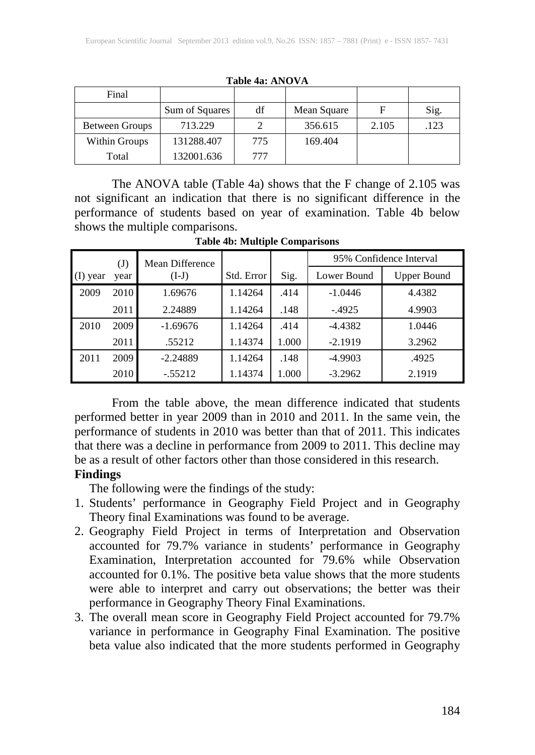**Table 4a: ANOVA**

| Final | | | | | |
|---|---|---|---|---|---|
| | Sum of Squares | df | Mean Square | F | Sig. |
| Between Groups | 713.229 | 2 | 356.615 | 2.105 | .123 |
| Within Groups | 131288.407 | 775 | 169.404 | | |
| Total | 132001.636 | 777 | | | |

The ANOVA table (Table 4a) shows that the F change of 2.105 was not significant an indication that there is no significant difference in the performance of students based on year of examination. Table 4b below shows the multiple comparisons.

**Table 4b: Multiple Comparisons**

| (I) year | (J) year | Mean Difference (I-J) | Std. Error | Sig. | 95% Confidence Interval | |
|---|---|---|---|---|---|---|
| | | | | | Lower Bound | Upper Bound |
| 2009 | 2010 | 1.69676 | 1.14264 | .414 | -1.0446 | 4.4382 |
| | 2011 | 2.24889 | 1.14264 | .148 | -.4925 | 4.9903 |
| 2010 | 2009 | -1.69676 | 1.14264 | .414 | -4.4382 | 1.0446 |
| | 2011 | .55212 | 1.14374 | 1.000 | -2.1919 | 3.2962 |
| 2011 | 2009 | -2.24889 | 1.14264 | .148 | -4.9903 | .4925 |
| | 2010 | -.55212 | 1.14374 | 1.000 | -3.2962 | 2.1919 |

From the table above, the mean difference indicated that students performed better in year 2009 than in 2010 and 2011. In the same vein, the performance of students in 2010 was better than that of 2011. This indicates that there was a decline in performance from 2009 to 2011. This decline may be as a result of other factors other than those considered in this research.

**Findings**

The following were the findings of the study:

1. Students' performance in Geography Field Project and in Geography Theory final Examinations was found to be average.
2. Geography Field Project in terms of Interpretation and Observation accounted for 79.7% variance in students' performance in Geography Examination, Interpretation accounted for 79.6% while Observation accounted for 0.1%. The positive beta value shows that the more students were able to interpret and carry out observations; the better was their performance in Geography Theory Final Examinations.
3. The overall mean score in Geography Field Project accounted for 79.7% variance in performance in Geography Final Examination. The positive beta value also indicated that the more students performed in Geography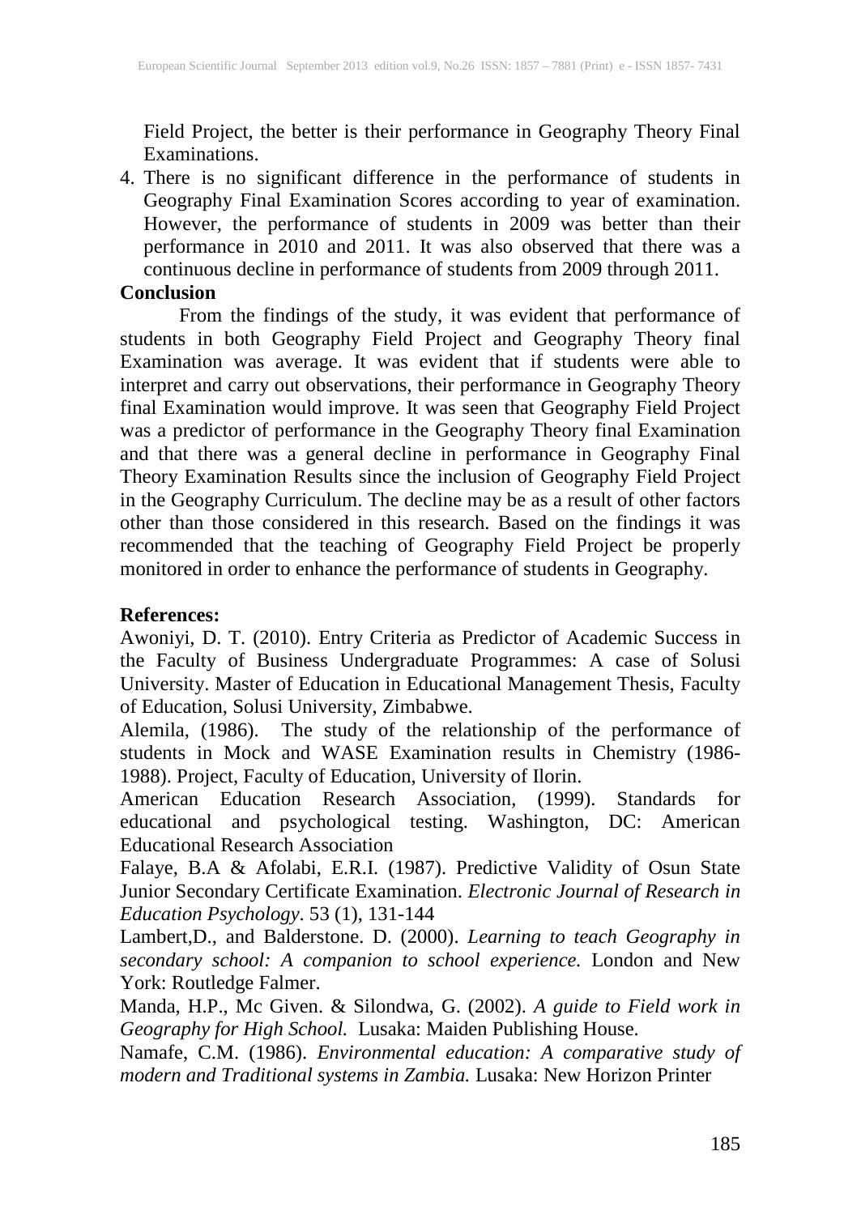Field Project, the better is their performance in Geography Theory Final Examinations.

4. There is no significant difference in the performance of students in Geography Final Examination Scores according to year of examination. However, the performance of students in 2009 was better than their performance in 2010 and 2011. It was also observed that there was a continuous decline in performance of students from 2009 through 2011.

**Conclusion**

From the findings of the study, it was evident that performance of students in both Geography Field Project and Geography Theory final Examination was average. It was evident that if students were able to interpret and carry out observations, their performance in Geography Theory final Examination would improve. It was seen that Geography Field Project was a predictor of performance in the Geography Theory final Examination and that there was a general decline in performance in Geography Final Theory Examination Results since the inclusion of Geography Field Project in the Geography Curriculum. The decline may be as a result of other factors other than those considered in this research. Based on the findings it was recommended that the teaching of Geography Field Project be properly monitored in order to enhance the performance of students in Geography.

**References:**

Awoniyi, D. T. (2010). Entry Criteria as Predictor of Academic Success in the Faculty of Business Undergraduate Programmes: A case of Solusi University. Master of Education in Educational Management Thesis, Faculty of Education, Solusi University, Zimbabwe.

Alemila, (1986). The study of the relationship of the performance of students in Mock and WASE Examination results in Chemistry (1986-1988). Project, Faculty of Education, University of Ilorin.

American Education Research Association, (1999). Standards for educational and psychological testing. Washington, DC: American Educational Research Association

Falaye, B.A & Afolabi, E.R.I. (1987). Predictive Validity of Osun State Junior Secondary Certificate Examination. *Electronic Journal of Research in Education Psychology*. 53 (1), 131-144

Lambert,D., and Balderstone. D. (2000). *Learning to teach Geography in secondary school: A companion to school experience.* London and New York: Routledge Falmer.

Manda, H.P., Mc Given. & Silondwa, G. (2002). *A guide to Field work in Geography for High School.* Lusaka: Maiden Publishing House.

Namafe, C.M. (1986). *Environmental education: A comparative study of modern and Traditional systems in Zambia.* Lusaka: New Horizon Printer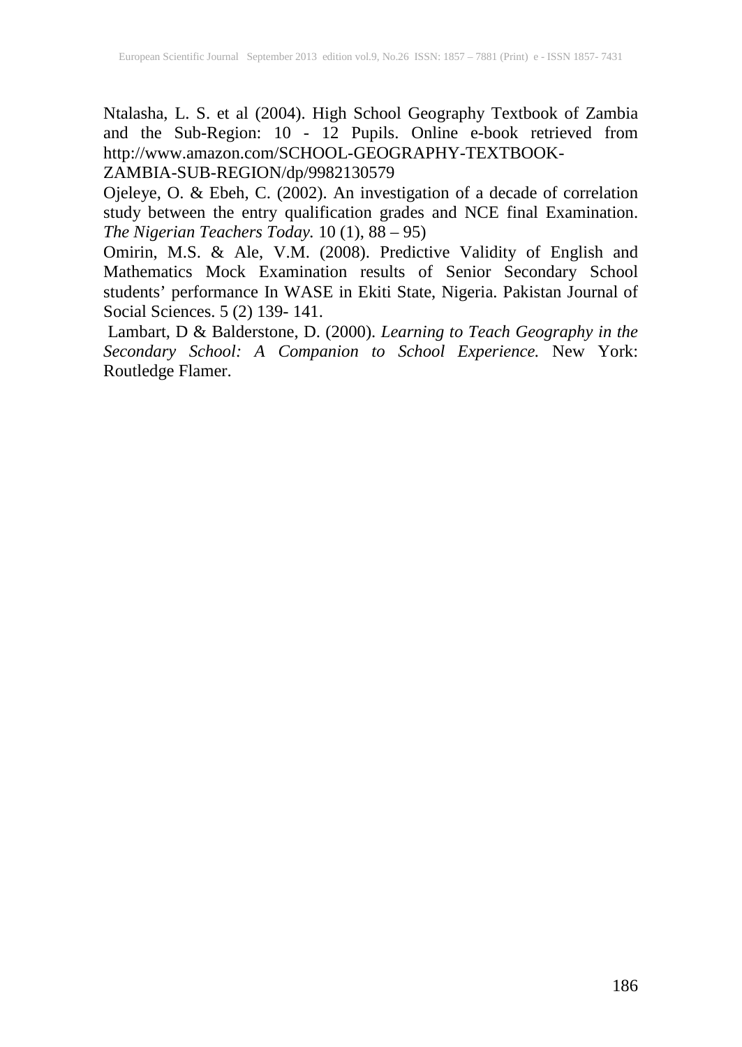Ntalasha, L. S. et al (2004). High School Geography Textbook of Zambia and the Sub-Region: 10 - 12 Pupils. Online e-book retrieved from http://www.amazon.com/SCHOOL-GEOGRAPHY-TEXTBOOK-ZAMBIA-SUB-REGION/dp/9982130579

Ojeleye, O. & Ebeh, C. (2002). An investigation of a decade of correlation study between the entry qualification grades and NCE final Examination. *The Nigerian Teachers Today.* 10 (1), 88 – 95)

Omirin, M.S. & Ale, V.M. (2008). Predictive Validity of English and Mathematics Mock Examination results of Senior Secondary School students' performance In WASE in Ekiti State, Nigeria. Pakistan Journal of Social Sciences. 5 (2) 139- 141.

Lambart, D & Balderstone, D. (2000). *Learning to Teach Geography in the Secondary School: A Companion to School Experience.* New York: Routledge Flamer.